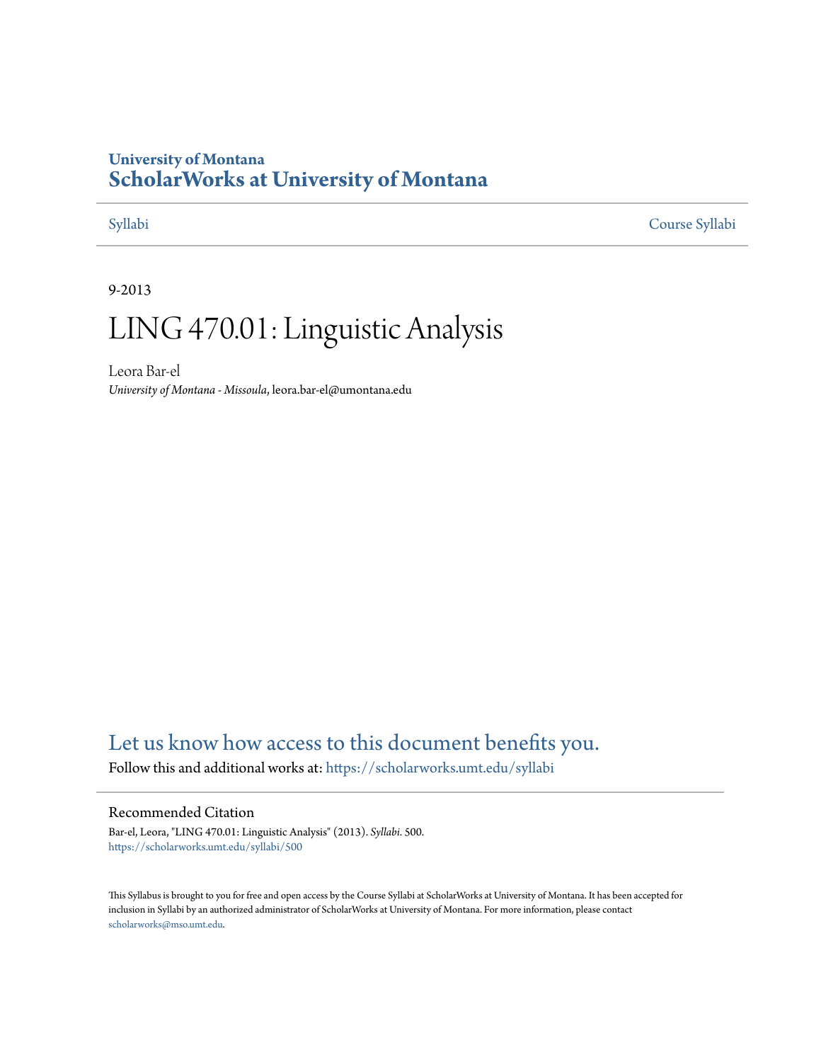University of Montana
# ScholarWorks at University of Montana

Syllabi | Course Syllabi

9-2013

# LING 470.01: Linguistic Analysis

Leora Bar-el
*University of Montana - Missoula*, leora.bar-el@umontana.edu

## Let us know how access to this document benefits you.

Follow this and additional works at: https://scholarworks.umt.edu/syllabi

### Recommended Citation

Bar-el, Leora, "LING 470.01: Linguistic Analysis" (2013). *Syllabi*. 500.
https://scholarworks.umt.edu/syllabi/500

This Syllabus is brought to you for free and open access by the Course Syllabi at ScholarWorks at University of Montana. It has been accepted for inclusion in Syllabi by an authorized administrator of ScholarWorks at University of Montana. For more information, please contact scholarworks@mso.umt.edu.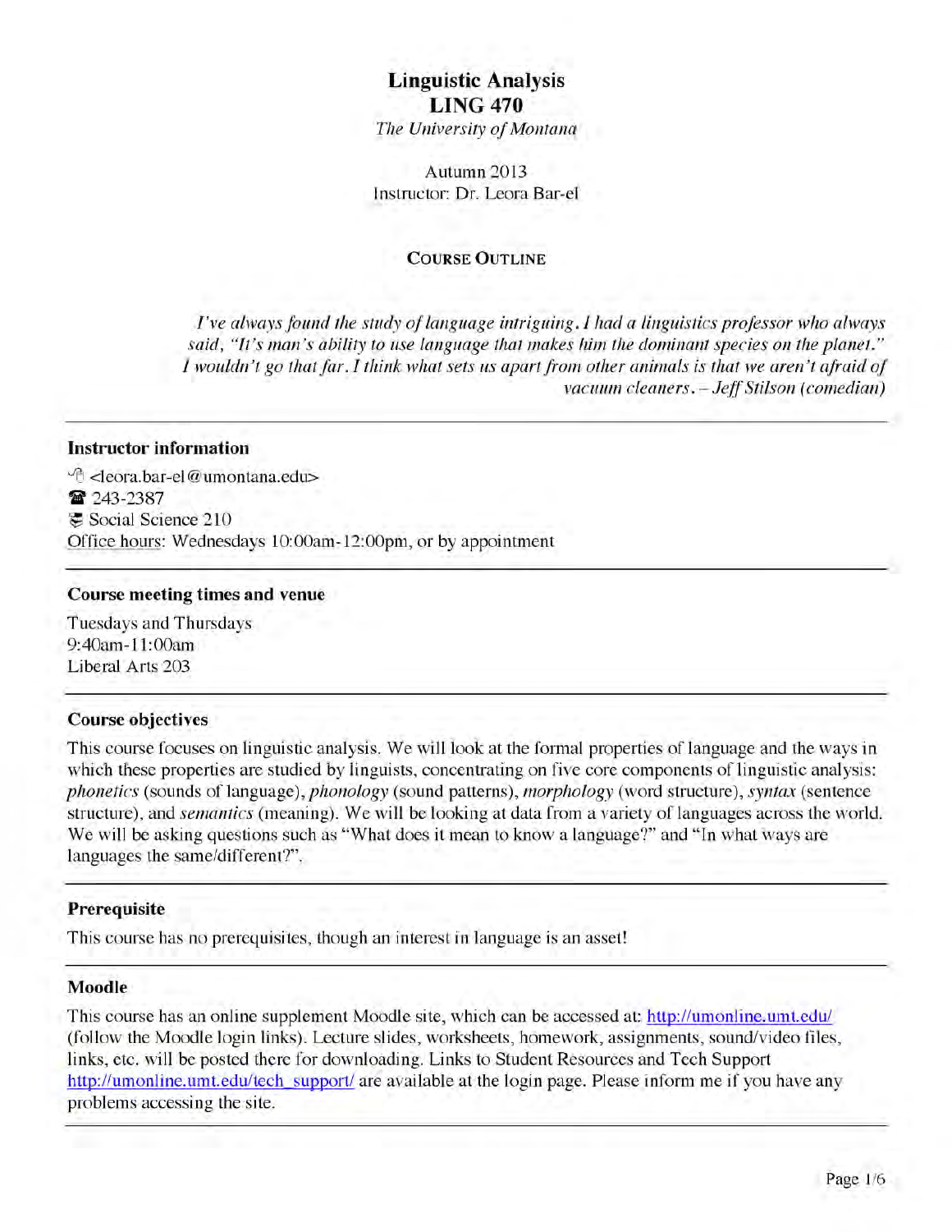# Linguistic Analysis
# LING 470

*The University of Montana*

Autumn 2013
Instructor: Dr. Leora Bar-el

## COURSE OUTLINE

*I've always found the study of language intriguing. I had a linguistics professor who always said, "It's man's ability to use language that makes him the dominant species on the planet." I wouldn't go that far. I think what sets us apart from other animals is that we aren't afraid of vacuum cleaners. – Jeff Stilson (comedian)*

---

### Instructor information

<leora.bar-el@umontana.edu>
243-2387
Social Science 210
Office hours: Wednesdays 10:00am-12:00pm, or by appointment

---

### Course meeting times and venue

Tuesdays and Thursdays
9:40am-11:00am
Liberal Arts 203

---

### Course objectives

This course focuses on linguistic analysis. We will look at the formal properties of language and the ways in which these properties are studied by linguists, concentrating on five core components of linguistic analysis: *phonetics* (sounds of language), *phonology* (sound patterns), *morphology* (word structure), *syntax* (sentence structure), and *semantics* (meaning). We will be looking at data from a variety of languages across the world. We will be asking questions such as "What does it mean to know a language?" and "In what ways are languages the same/different?".

---

### Prerequisite

This course has no prerequisites, though an interest in language is an asset!

---

### Moodle

This course has an online supplement Moodle site, which can be accessed at: http://umonline.umt.edu/ (follow the Moodle login links). Lecture slides, worksheets, homework, assignments, sound/video files, links, etc. will be posted there for downloading. Links to Student Resources and Tech Support http://umonline.umt.edu/tech_support/ are available at the login page. Please inform me if you have any problems accessing the site.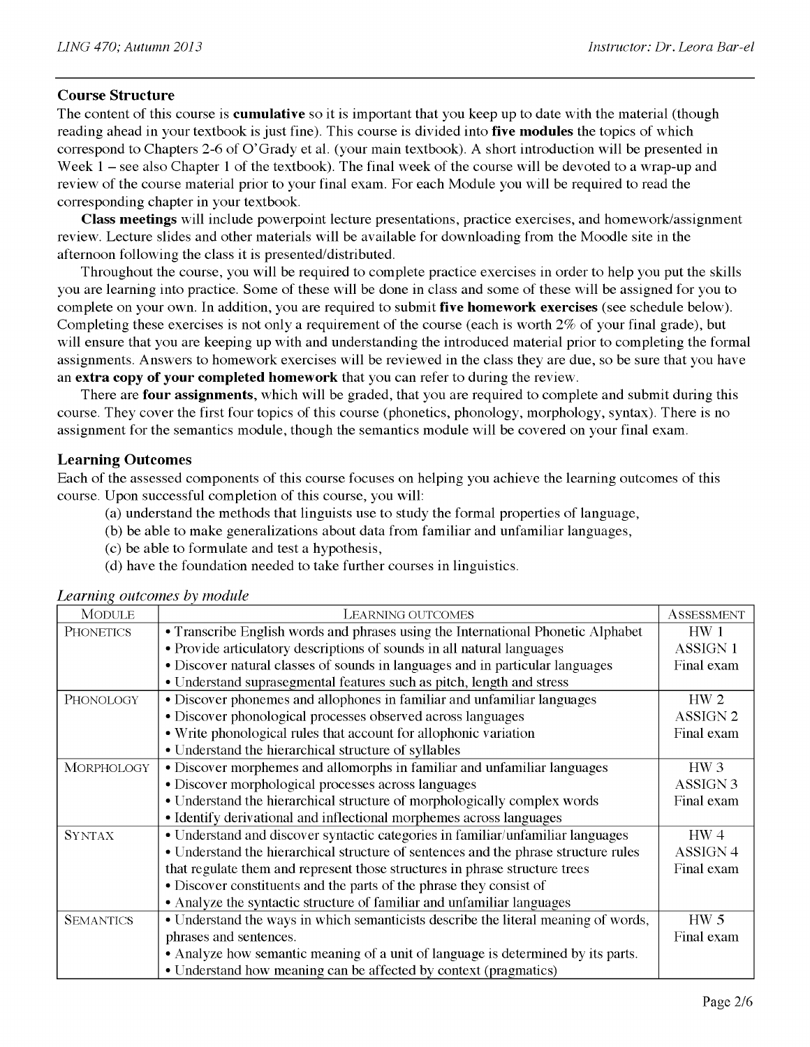## Course Structure

The content of this course is **cumulative** so it is important that you keep up to date with the material (though reading ahead in your textbook is just fine). This course is divided into **five modules** the topics of which correspond to Chapters 2-6 of O'Grady et al. (your main textbook). A short introduction will be presented in Week 1 – see also Chapter 1 of the textbook). The final week of the course will be devoted to a wrap-up and review of the course material prior to your final exam. For each Module you will be required to read the corresponding chapter in your textbook.

**Class meetings** will include powerpoint lecture presentations, practice exercises, and homework/assignment review. Lecture slides and other materials will be available for downloading from the Moodle site in the afternoon following the class it is presented/distributed.

Throughout the course, you will be required to complete practice exercises in order to help you put the skills you are learning into practice. Some of these will be done in class and some of these will be assigned for you to complete on your own. In addition, you are required to submit **five homework exercises** (see schedule below). Completing these exercises is not only a requirement of the course (each is worth 2% of your final grade), but will ensure that you are keeping up with and understanding the introduced material prior to completing the formal assignments. Answers to homework exercises will be reviewed in the class they are due, so be sure that you have an **extra copy of your completed homework** that you can refer to during the review.

There are **four assignments,** which will be graded, that you are required to complete and submit during this course. They cover the first four topics of this course (phonetics, phonology, morphology, syntax). There is no assignment for the semantics module, though the semantics module will be covered on your final exam.

## Learning Outcomes

Each of the assessed components of this course focuses on helping you achieve the learning outcomes of this course. Upon successful completion of this course, you will:

(a) understand the methods that linguists use to study the formal properties of language,
(b) be able to make generalizations about data from familiar and unfamiliar languages,
(c) be able to formulate and test a hypothesis,
(d) have the foundation needed to take further courses in linguistics.

*Learning outcomes by module*

| MODULE | LEARNING OUTCOMES | ASSESSMENT |
|---|---|---|
| PHONETICS | • Transcribe English words and phrases using the International Phonetic Alphabet<br>• Provide articulatory descriptions of sounds in all natural languages<br>• Discover natural classes of sounds in languages and in particular languages<br>• Understand suprasegmental features such as pitch, length and stress | HW 1<br>ASSIGN 1<br>Final exam |
| PHONOLOGY | • Discover phonemes and allophones in familiar and unfamiliar languages<br>• Discover phonological processes observed across languages<br>• Write phonological rules that account for allophonic variation<br>• Understand the hierarchical structure of syllables | HW 2<br>ASSIGN 2<br>Final exam |
| MORPHOLOGY | • Discover morphemes and allomorphs in familiar and unfamiliar languages<br>• Discover morphological processes across languages<br>• Understand the hierarchical structure of morphologically complex words<br>• Identify derivational and inflectional morphemes across languages | HW 3<br>ASSIGN 3<br>Final exam |
| SYNTAX | • Understand and discover syntactic categories in familiar/unfamiliar languages<br>• Understand the hierarchical structure of sentences and the phrase structure rules that regulate them and represent those structures in phrase structure trees<br>• Discover constituents and the parts of the phrase they consist of<br>• Analyze the syntactic structure of familiar and unfamiliar languages | HW 4<br>ASSIGN 4<br>Final exam |
| SEMANTICS | • Understand the ways in which semanticists describe the literal meaning of words, phrases and sentences.<br>• Analyze how semantic meaning of a unit of language is determined by its parts.<br>• Understand how meaning can be affected by context (pragmatics) | HW 5<br>Final exam |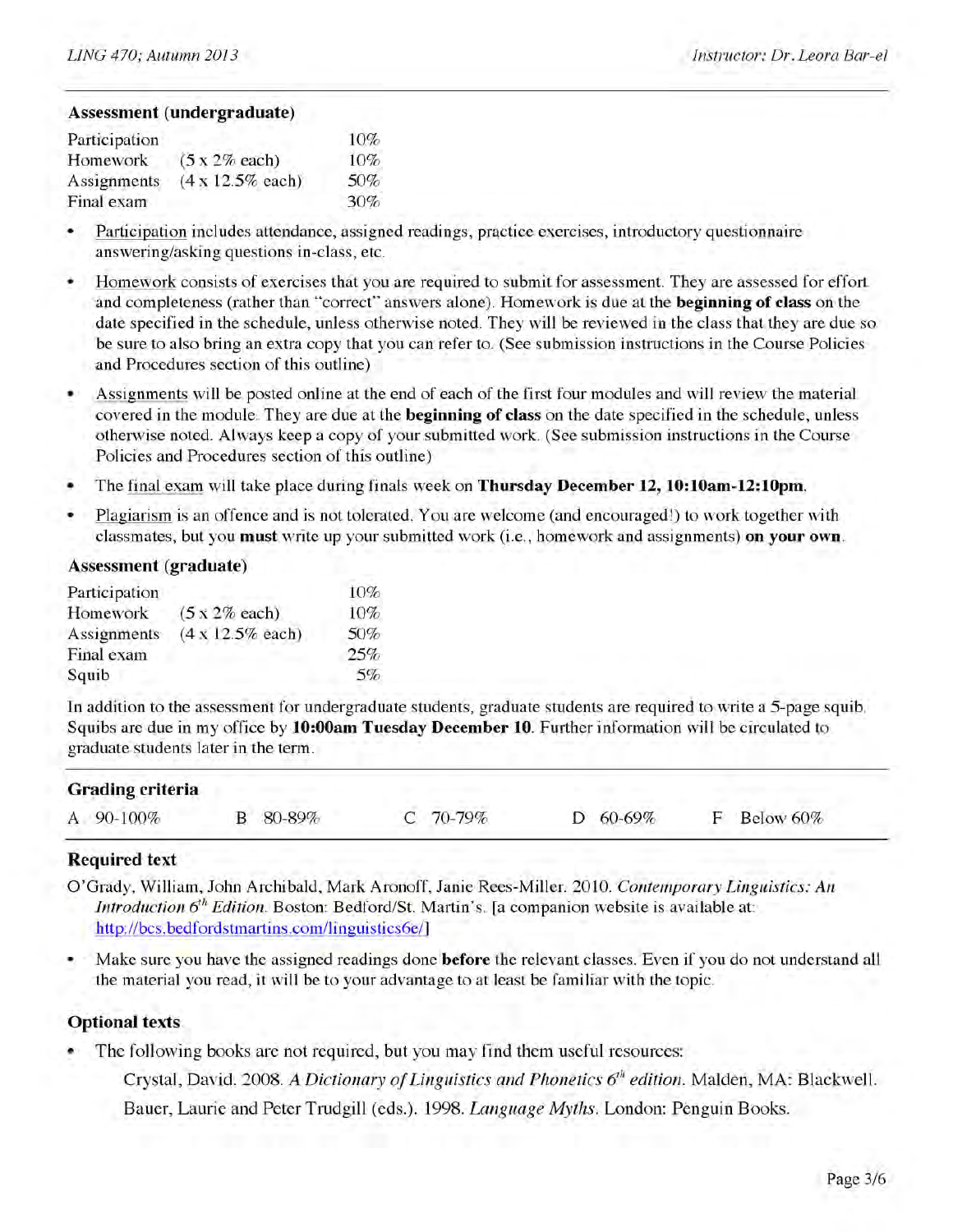### Assessment (undergraduate)

| | | |
|---|---|---|
| Participation | | 10% |
| Homework | (5 x 2% each) | 10% |
| Assignments | (4 x 12.5% each) | 50% |
| Final exam | | 30% |

- Participation includes attendance, assigned readings, practice exercises, introductory questionnaire answering/asking questions in-class, etc.
- Homework consists of exercises that you are required to submit for assessment. They are assessed for effort and completeness (rather than "correct" answers alone). Homework is due at the **beginning of class** on the date specified in the schedule, unless otherwise noted. They will be reviewed in the class that they are due so be sure to also bring an extra copy that you can refer to. (See submission instructions in the Course Policies and Procedures section of this outline)
- Assignments will be posted online at the end of each of the first four modules and will review the material covered in the module. They are due at the **beginning of class** on the date specified in the schedule, unless otherwise noted. Always keep a copy of your submitted work. (See submission instructions in the Course Policies and Procedures section of this outline)
- The final exam will take place during finals week on **Thursday December 12, 10:10am-12:10pm**.
- Plagiarism is an offence and is not tolerated. You are welcome (and encouraged!) to work together with classmates, but you **must** write up your submitted work (i.e., homework and assignments) **on your own**.

### Assessment (graduate)

| | | |
|---|---|---|
| Participation | | 10% |
| Homework | (5 x 2% each) | 10% |
| Assignments | (4 x 12.5% each) | 50% |
| Final exam | | 25% |
| Squib | | 5% |

In addition to the assessment for undergraduate students, graduate students are required to write a 5-page squib. Squibs are due in my office by **10:00am Tuesday December 10**. Further information will be circulated to graduate students later in the term.

### Grading criteria

| A | B | C | D | F |
|---|---|---|---|---|
| 90-100% | 80-89% | 70-79% | 60-69% | Below 60% |

### Required text

O'Grady, William, John Archibald, Mark Aronoff, Janie Rees-Miller. 2010. *Contemporary Linguistics: An Introduction 6th Edition*. Boston: Bedford/St. Martin's. [a companion website is available at: http://bcs.bedfordstmartins.com/linguistics6e/]

- Make sure you have the assigned readings done **before** the relevant classes. Even if you do not understand all the material you read, it will be to your advantage to at least be familiar with the topic.

### Optional texts

- The following books are not required, but you may find them useful resources:

  Crystal, David. 2008. *A Dictionary of Linguistics and Phonetics 6th edition*. Malden, MA: Blackwell.

  Bauer, Laurie and Peter Trudgill (eds.). 1998. *Language Myths*. London: Penguin Books.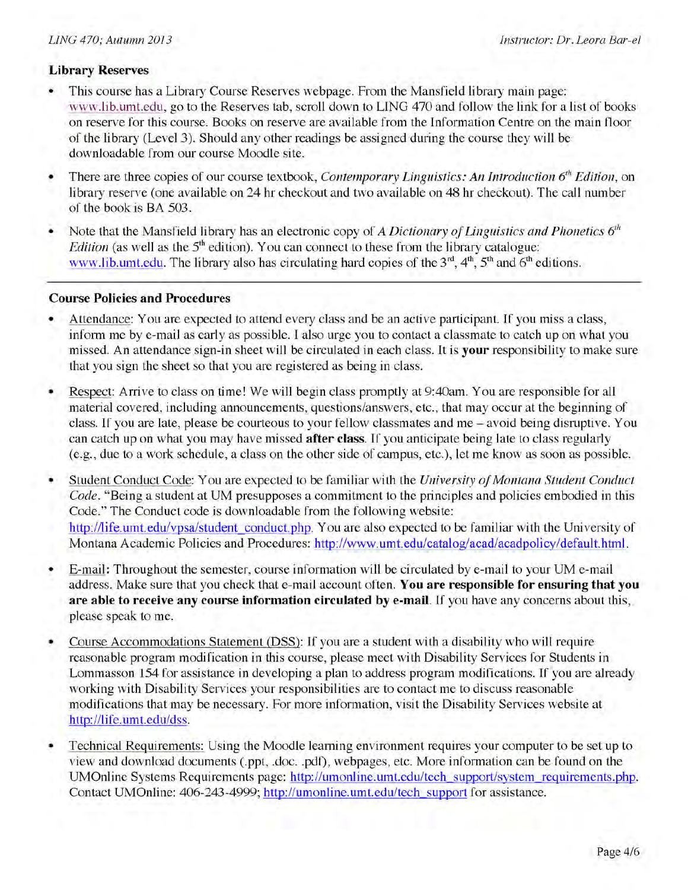## Library Reserves

- This course has a Library Course Reserves webpage. From the Mansfield library main page: www.lib.umt.edu, go to the Reserves tab, scroll down to LING 470 and follow the link for a list of books on reserve for this course. Books on reserve are available from the Information Centre on the main floor of the library (Level 3). Should any other readings be assigned during the course they will be downloadable from our course Moodle site.
- There are three copies of our course textbook, *Contemporary Linguistics: An Introduction 6th Edition*, on library reserve (one available on 24 hr checkout and two available on 48 hr checkout). The call number of the book is BA 503.
- Note that the Mansfield library has an electronic copy of *A Dictionary of Linguistics and Phonetics 6th Edition* (as well as the 5th edition). You can connect to these from the library catalogue: www.lib.umt.edu. The library also has circulating hard copies of the 3rd, 4th, 5th and 6th editions.

---

## Course Policies and Procedures

- Attendance: You are expected to attend every class and be an active participant. If you miss a class, inform me by e-mail as early as possible. I also urge you to contact a classmate to catch up on what you missed. An attendance sign-in sheet will be circulated in each class. It is **your** responsibility to make sure that you sign the sheet so that you are registered as being in class.
- Respect: Arrive to class on time! We will begin class promptly at 9:40am. You are responsible for all material covered, including announcements, questions/answers, etc., that may occur at the beginning of class. If you are late, please be courteous to your fellow classmates and me – avoid being disruptive. You can catch up on what you may have missed **after class**. If you anticipate being late to class regularly (e.g., due to a work schedule, a class on the other side of campus, etc.), let me know as soon as possible.
- Student Conduct Code: You are expected to be familiar with the *University of Montana Student Conduct Code*. "Being a student at UM presupposes a commitment to the principles and policies embodied in this Code." The Conduct code is downloadable from the following website: http://life.umt.edu/vpsa/student_conduct.php. You are also expected to be familiar with the University of Montana Academic Policies and Procedures: http://www.umt.edu/catalog/acad/acadpolicy/default.html.
- E-mail: Throughout the semester, course information will be circulated by e-mail to your UM e-mail address. Make sure that you check that e-mail account often. **You are responsible for ensuring that you are able to receive any course information circulated by e-mail**. If you have any concerns about this, please speak to me.
- Course Accommodations Statement (DSS): If you are a student with a disability who will require reasonable program modification in this course, please meet with Disability Services for Students in Lommasson 154 for assistance in developing a plan to address program modifications. If you are already working with Disability Services your responsibilities are to contact me to discuss reasonable modifications that may be necessary. For more information, visit the Disability Services website at http://life.umt.edu/dss.
- Technical Requirements: Using the Moodle learning environment requires your computer to be set up to view and download documents (.ppt, .doc. .pdf), webpages, etc. More information can be found on the UMOnline Systems Requirements page: http://umonline.umt.edu/tech_support/system_requirements.php. Contact UMOnline: 406-243-4999; http://umonline.umt.edu/tech_support for assistance.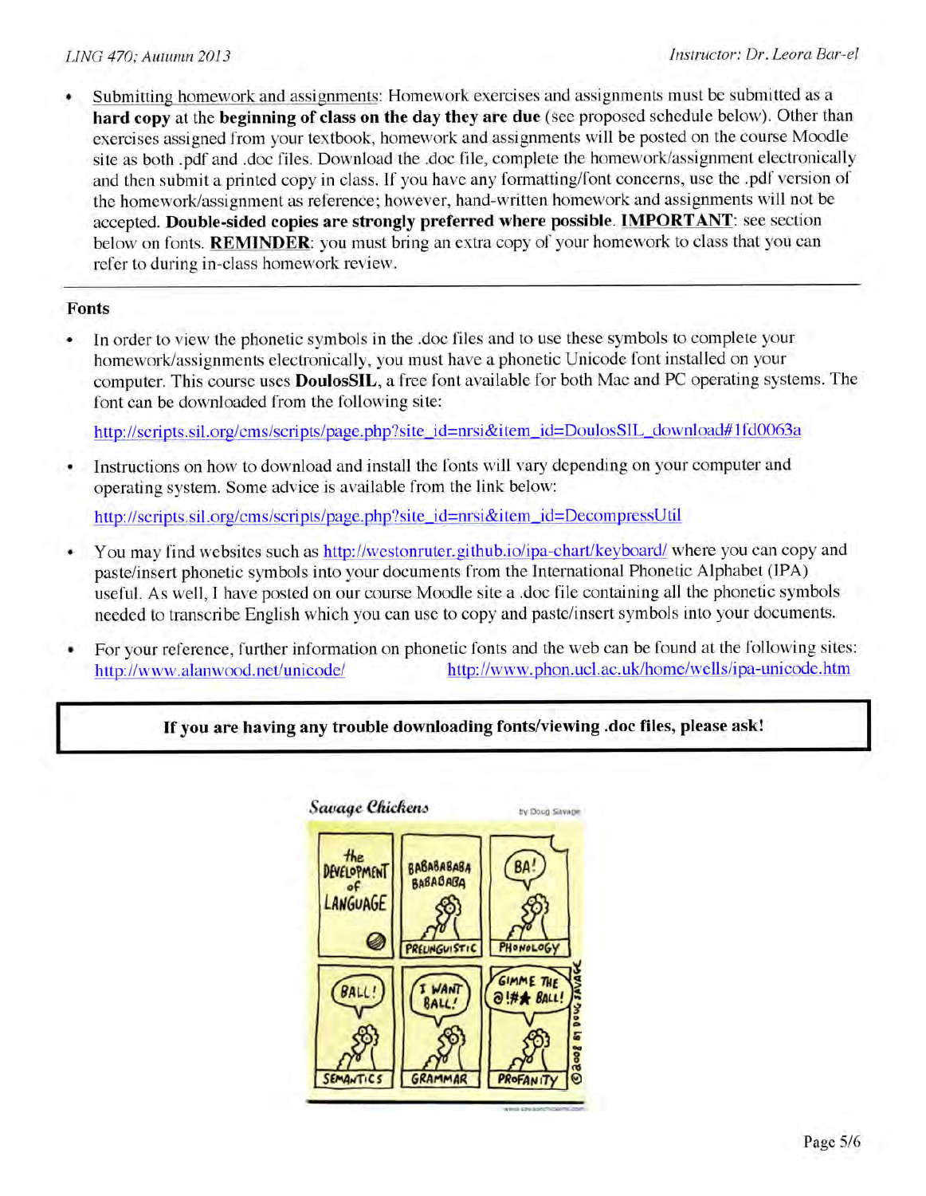- Submitting homework and assignments: Homework exercises and assignments must be submitted as a **hard copy** at the **beginning of class on the day they are due** (see proposed schedule below). Other than exercises assigned from your textbook, homework and assignments will be posted on the course Moodle site as both .pdf and .doc files. Download the .doc file, complete the homework/assignment electronically and then submit a printed copy in class. If you have any formatting/font concerns, use the .pdf version of the homework/assignment as reference; however, hand-written homework and assignments will not be accepted. **Double-sided copies are strongly preferred where possible**. **IMPORTANT**: see section below on fonts. **REMINDER**: you must bring an extra copy of your homework to class that you can refer to during in-class homework review.

---

## Fonts

- In order to view the phonetic symbols in the .doc files and to use these symbols to complete your homework/assignments electronically, you must have a phonetic Unicode font installed on your computer. This course uses **DoulosSIL**, a free font available for both Mac and PC operating systems. The font can be downloaded from the following site:

  http://scripts.sil.org/cms/scripts/page.php?site_id=nrsi&item_id=DoulosSIL_download#1fd0063a

- Instructions on how to download and install the fonts will vary depending on your computer and operating system. Some advice is available from the link below:

  http://scripts.sil.org/cms/scripts/page.php?site_id=nrsi&item_id=DecompressUtil

- You may find websites such as http://westonruter.github.io/ipa-chart/keyboard/ where you can copy and paste/insert phonetic symbols into your documents from the International Phonetic Alphabet (IPA) useful. As well, I have posted on our course Moodle site a .doc file containing all the phonetic symbols needed to transcribe English which you can use to copy and paste/insert symbols into your documents.

- For your reference, further information on phonetic fonts and the web can be found at the following sites: http://www.alanwood.net/unicode/ http://www.phon.ucl.ac.uk/home/wells/ipa-unicode.htm

**If you are having any trouble downloading fonts/viewing .doc files, please ask!**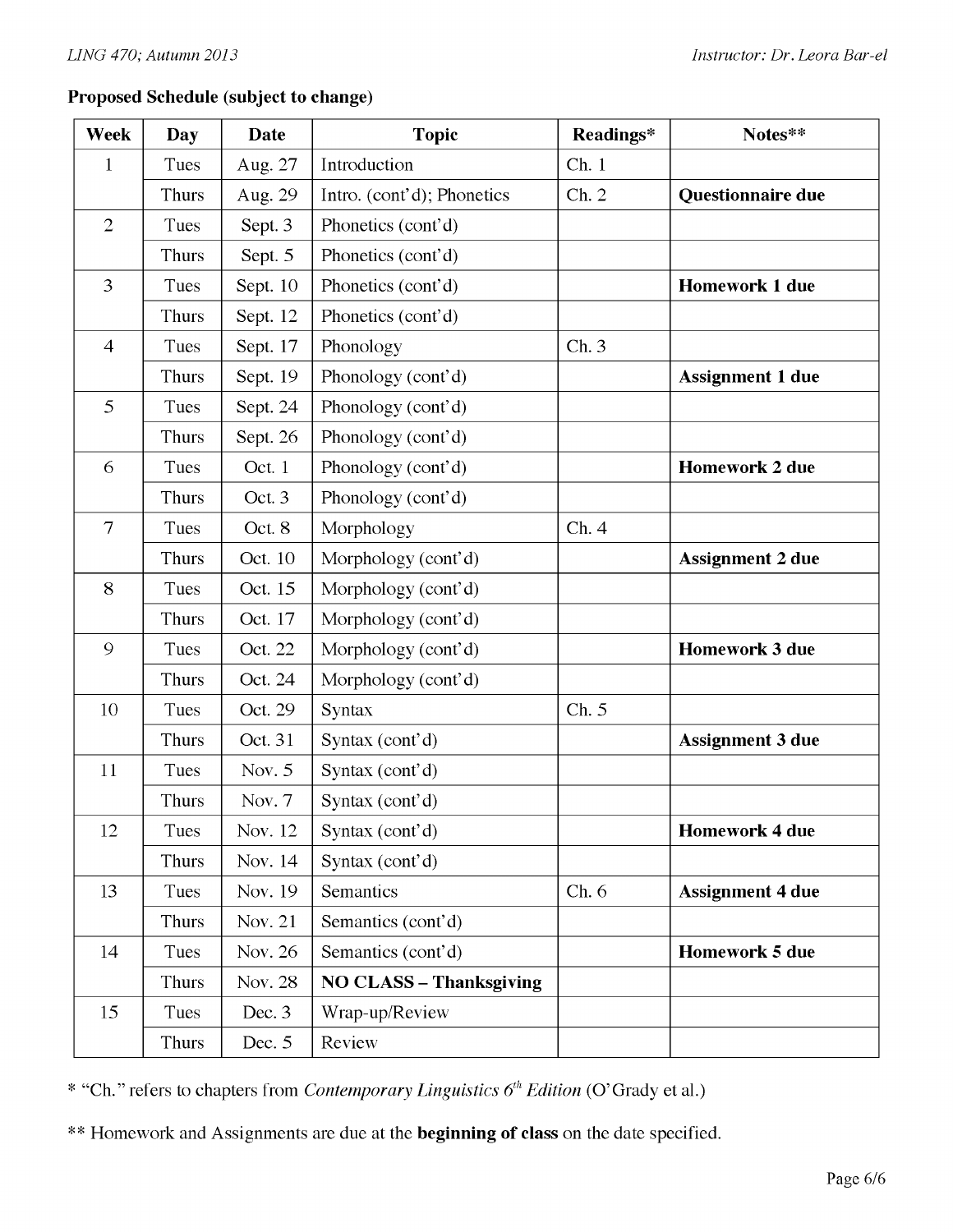**Proposed Schedule (subject to change)**

| Week | Day | Date | Topic | Readings* | Notes** |
|---|---|---|---|---|---|
| 1 | Tues | Aug. 27 | Introduction | Ch. 1 | |
| | Thurs | Aug. 29 | Intro. (cont'd); Phonetics | Ch. 2 | **Questionnaire due** |
| 2 | Tues | Sept. 3 | Phonetics (cont'd) | | |
| | Thurs | Sept. 5 | Phonetics (cont'd) | | |
| 3 | Tues | Sept. 10 | Phonetics (cont'd) | | **Homework 1 due** |
| | Thurs | Sept. 12 | Phonetics (cont'd) | | |
| 4 | Tues | Sept. 17 | Phonology | Ch. 3 | |
| | Thurs | Sept. 19 | Phonology (cont'd) | | **Assignment 1 due** |
| 5 | Tues | Sept. 24 | Phonology (cont'd) | | |
| | Thurs | Sept. 26 | Phonology (cont'd) | | |
| 6 | Tues | Oct. 1 | Phonology (cont'd) | | **Homework 2 due** |
| | Thurs | Oct. 3 | Phonology (cont'd) | | |
| 7 | Tues | Oct. 8 | Morphology | Ch. 4 | |
| | Thurs | Oct. 10 | Morphology (cont'd) | | **Assignment 2 due** |
| 8 | Tues | Oct. 15 | Morphology (cont'd) | | |
| | Thurs | Oct. 17 | Morphology (cont'd) | | |
| 9 | Tues | Oct. 22 | Morphology (cont'd) | | **Homework 3 due** |
| | Thurs | Oct. 24 | Morphology (cont'd) | | |
| 10 | Tues | Oct. 29 | Syntax | Ch. 5 | |
| | Thurs | Oct. 31 | Syntax (cont'd) | | **Assignment 3 due** |
| 11 | Tues | Nov. 5 | Syntax (cont'd) | | |
| | Thurs | Nov. 7 | Syntax (cont'd) | | |
| 12 | Tues | Nov. 12 | Syntax (cont'd) | | **Homework 4 due** |
| | Thurs | Nov. 14 | Syntax (cont'd) | | |
| 13 | Tues | Nov. 19 | Semantics | Ch. 6 | **Assignment 4 due** |
| | Thurs | Nov. 21 | Semantics (cont'd) | | |
| 14 | Tues | Nov. 26 | Semantics (cont'd) | | **Homework 5 due** |
| | Thurs | Nov. 28 | **NO CLASS – Thanksgiving** | | |
| 15 | Tues | Dec. 3 | Wrap-up/Review | | |
| | Thurs | Dec. 5 | Review | | |

* "Ch." refers to chapters from *Contemporary Linguistics 6th Edition* (O'Grady et al.)

** Homework and Assignments are due at the **beginning of class** on the date specified.